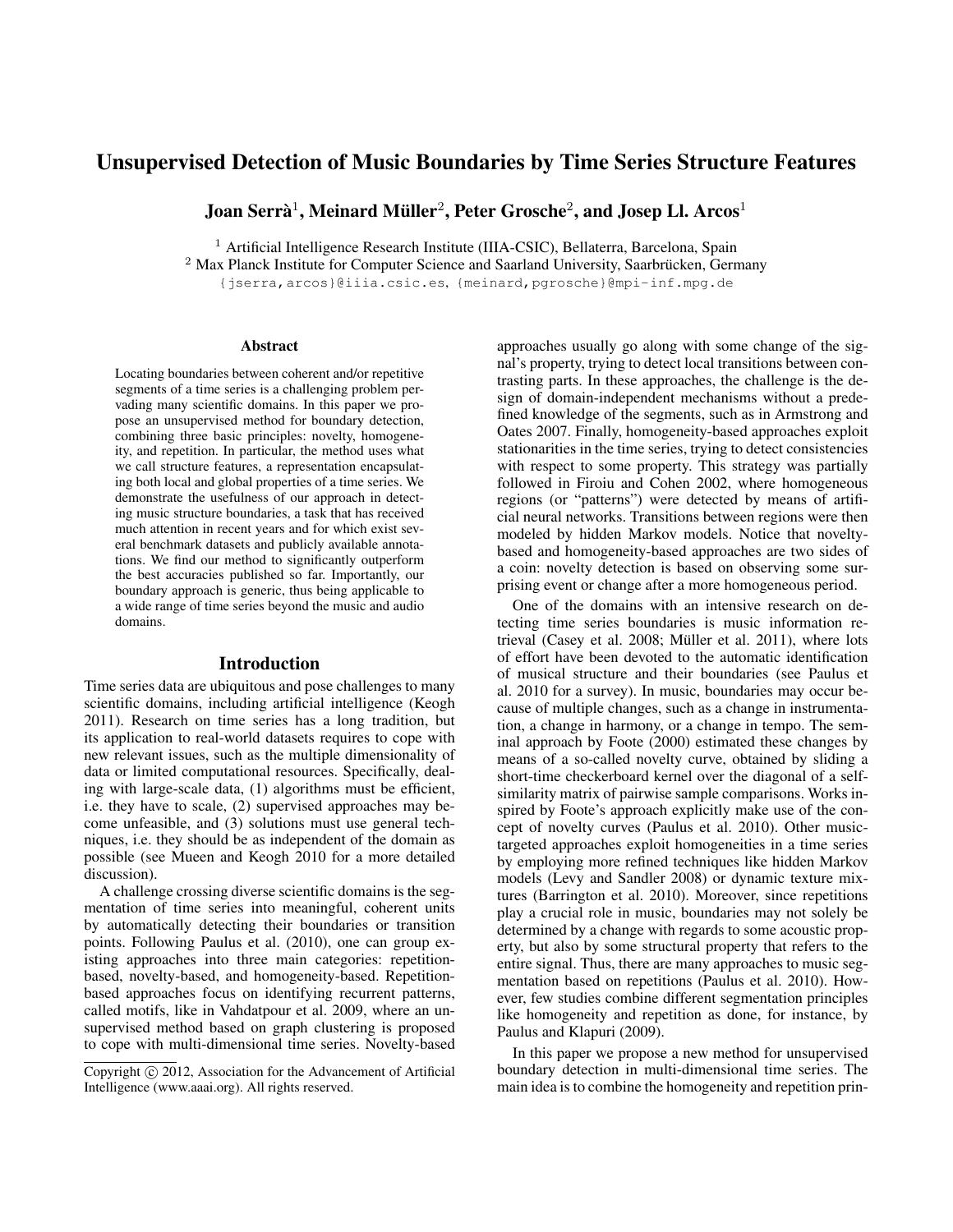# Unsupervised Detection of Music Boundaries by Time Series Structure Features

**Joan Serrà[1], Meinard Müller[2], Peter Grosche[2], and Josep Ll. Arcos[1]**

[1] Artificial Intelligence Research Institute (IIIA-CSIC), Bellaterra, Barcelona, Spain
[2] Max Planck Institute for Computer Science and Saarland University, Saarbrücken, Germany
{jserra,arcos}@iiia.csic.es, {meinard,pgrosche}@mpi-inf.mpg.de

### Abstract

Locating boundaries between coherent and/or repetitive segments of a time series is a challenging problem pervading many scientific domains. In this paper we propose an unsupervised method for boundary detection, combining three basic principles: novelty, homogeneity, and repetition. In particular, the method uses what we call structure features, a representation encapsulating both local and global properties of a time series. We demonstrate the usefulness of our approach in detecting music structure boundaries, a task that has received much attention in recent years and for which exist several benchmark datasets and publicly available annotations. We find our method to significantly outperform the best accuracies published so far. Importantly, our boundary approach is generic, thus being applicable to a wide range of time series beyond the music and audio domains.

## Introduction

Time series data are ubiquitous and pose challenges to many scientific domains, including artificial intelligence (Keogh 2011). Research on time series has a long tradition, but its application to real-world datasets requires to cope with new relevant issues, such as the multiple dimensionality of data or limited computational resources. Specifically, dealing with large-scale data, (1) algorithms must be efficient, i.e. they have to scale, (2) supervised approaches may become unfeasible, and (3) solutions must use general techniques, i.e. they should be as independent of the domain as possible (see Mueen and Keogh 2010 for a more detailed discussion).

A challenge crossing diverse scientific domains is the segmentation of time series into meaningful, coherent units by automatically detecting their boundaries or transition points. Following Paulus et al. (2010), one can group existing approaches into three main categories: repetition-based, novelty-based, and homogeneity-based. Repetition-based approaches focus on identifying recurrent patterns, called motifs, like in Vahdatpour et al. 2009, where an unsupervised method based on graph clustering is proposed to cope with multi-dimensional time series. Novelty-based approaches usually go along with some change of the signal's property, trying to detect local transitions between contrasting parts. In these approaches, the challenge is the design of domain-independent mechanisms without a predefined knowledge of the segments, such as in Armstrong and Oates 2007. Finally, homogeneity-based approaches exploit stationarities in the time series, trying to detect consistencies with respect to some property. This strategy was partially followed in Firoiu and Cohen 2002, where homogeneous regions (or "patterns") were detected by means of artificial neural networks. Transitions between regions were then modeled by hidden Markov models. Notice that novelty-based and homogeneity-based approaches are two sides of a coin: novelty detection is based on observing some surprising event or change after a more homogeneous period.

One of the domains with an intensive research on detecting time series boundaries is music information retrieval (Casey et al. 2008; Müller et al. 2011), where lots of effort have been devoted to the automatic identification of musical structure and their boundaries (see Paulus et al. 2010 for a survey). In music, boundaries may occur because of multiple changes, such as a change in instrumentation, a change in harmony, or a change in tempo. The seminal approach by Foote (2000) estimated these changes by means of a so-called novelty curve, obtained by sliding a short-time checkerboard kernel over the diagonal of a self-similarity matrix of pairwise sample comparisons. Works inspired by Foote's approach explicitly make use of the concept of novelty curves (Paulus et al. 2010). Other music-targeted approaches exploit homogeneities in a time series by employing more refined techniques like hidden Markov models (Levy and Sandler 2008) or dynamic texture mixtures (Barrington et al. 2010). Moreover, since repetitions play a crucial role in music, boundaries may not solely be determined by a change with regards to some acoustic property, but also by some structural property that refers to the entire signal. Thus, there are many approaches to music segmentation based on repetitions (Paulus et al. 2010). However, few studies combine different segmentation principles like homogeneity and repetition as done, for instance, by Paulus and Klapuri (2009).

In this paper we propose a new method for unsupervised boundary detection in multi-dimensional time series. The main idea is to combine the homogeneity and repetition prin-

Copyright © 2012, Association for the Advancement of Artificial Intelligence (www.aaai.org). All rights reserved.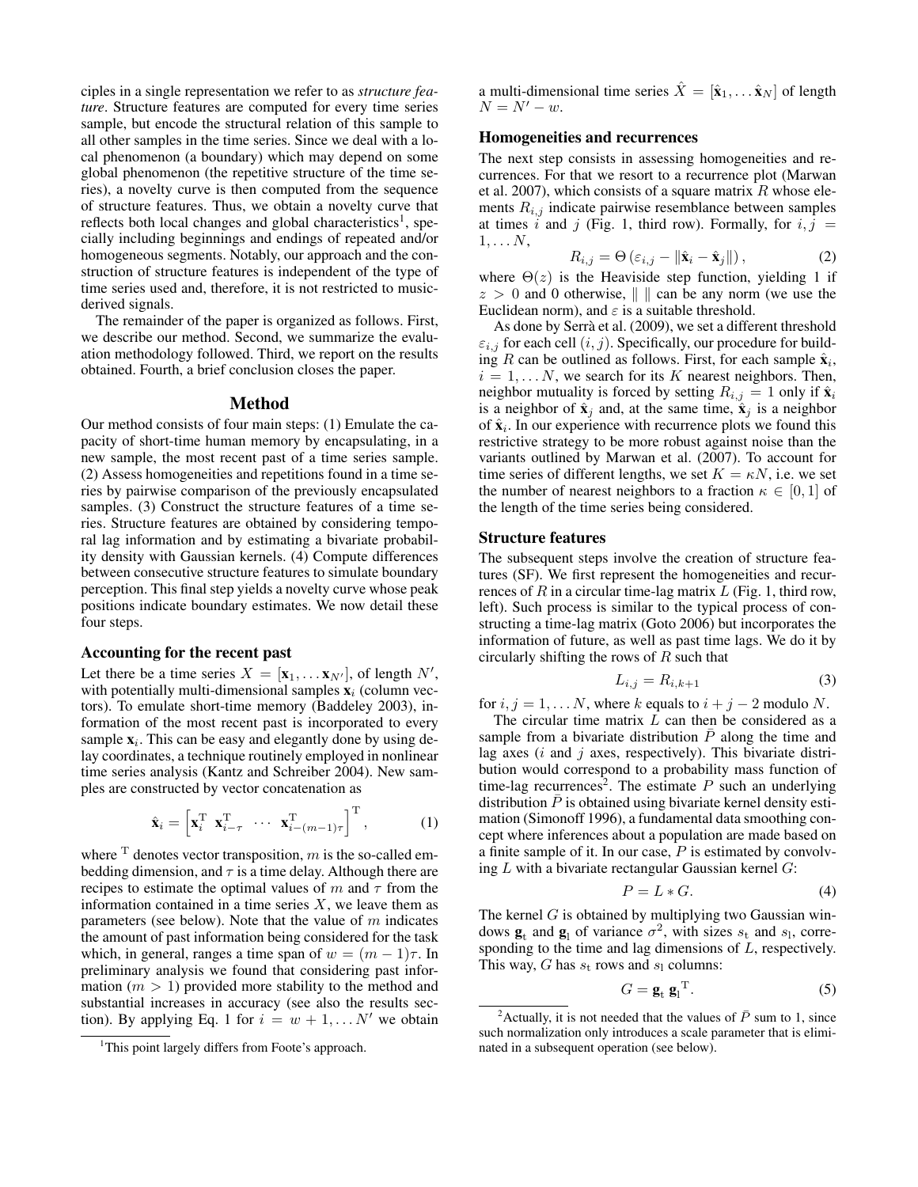ciples in a single representation we refer to as *structure feature*. Structure features are computed for every time series sample, but encode the structural relation of this sample to all other samples in the time series. Since we deal with a local phenomenon (a boundary) which may depend on some global phenomenon (the repetitive structure of the time series), a novelty curve is then computed from the sequence of structure features. Thus, we obtain a novelty curve that reflects both local changes and global characteristics[1], specially including beginnings and endings of repeated and/or homogeneous segments. Notably, our approach and the construction of structure features is independent of the type of time series used and, therefore, it is not restricted to music-derived signals.

The remainder of the paper is organized as follows. First, we describe our method. Second, we summarize the evaluation methodology followed. Third, we report on the results obtained. Fourth, a brief conclusion closes the paper.

## Method

Our method consists of four main steps: (1) Emulate the capacity of short-time human memory by encapsulating, in a new sample, the most recent past of a time series sample. (2) Assess homogeneities and repetitions found in a time series by pairwise comparison of the previously encapsulated samples. (3) Construct the structure features of a time series. Structure features are obtained by considering temporal lag information and by estimating a bivariate probability density with Gaussian kernels. (4) Compute differences between consecutive structure features to simulate boundary perception. This final step yields a novelty curve whose peak positions indicate boundary estimates. We now detail these four steps.

### Accounting for the recent past

Let there be a time series $X = [\mathbf{x}_1, \dots \mathbf{x}_{N'}]$, of length $N'$, with potentially multi-dimensional samples $\mathbf{x}_i$ (column vectors). To emulate short-time memory (Baddeley 2003), information of the most recent past is incorporated to every sample $\mathbf{x}_i$. This can be easy and elegantly done by using delay coordinates, a technique routinely employed in nonlinear time series analysis (Kantz and Schreiber 2004). New samples are constructed by vector concatenation as

$$\hat{\mathbf{x}}_i = \left[\mathbf{x}_i^{\mathrm{T}} \ \mathbf{x}_{i-\tau}^{\mathrm{T}} \ \cdots \ \mathbf{x}_{i-(m-1)\tau}^{\mathrm{T}}\right]^{\mathrm{T}}, \tag{1}$$

where $^{\mathrm{T}}$ denotes vector transposition, $m$ is the so-called embedding dimension, and $\tau$ is a time delay. Although there are recipes to estimate the optimal values of $m$ and $\tau$ from the information contained in a time series $X$, we leave them as parameters (see below). Note that the value of $m$ indicates the amount of past information being considered for the task which, in general, ranges a time span of $w = (m-1)\tau$. In preliminary analysis we found that considering past information ($m > 1$) provided more stability to the method and substantial increases in accuracy (see also the results section). By applying Eq. 1 for $i = w+1, \dots N'$ we obtain a multi-dimensional time series $\hat{X} = [\hat{\mathbf{x}}_1, \dots \hat{\mathbf{x}}_N]$ of length $N = N' - w$.

### Homogeneities and recurrences

The next step consists in assessing homogeneities and recurrences. For that we resort to a recurrence plot (Marwan et al. 2007), which consists of a square matrix $R$ whose elements $R_{i,j}$ indicate pairwise resemblance between samples at times $i$ and $j$ (Fig. 1, third row). Formally, for $i, j = 1, \dots N$,

$$R_{i,j} = \Theta\left(\varepsilon_{i,j} - \|\hat{\mathbf{x}}_i - \hat{\mathbf{x}}_j\|\right), \tag{2}$$

where $\Theta(z)$ is the Heaviside step function, yielding 1 if $z > 0$ and 0 otherwise, $\| \ \|$ can be any norm (we use the Euclidean norm), and $\varepsilon$ is a suitable threshold.

As done by Serrà et al. (2009), we set a different threshold $\varepsilon_{i,j}$ for each cell $(i, j)$. Specifically, our procedure for building $R$ can be outlined as follows. First, for each sample $\hat{\mathbf{x}}_i$, $i = 1, \dots N$, we search for its $K$ nearest neighbors. Then, neighbor mutuality is forced by setting $R_{i,j} = 1$ only if $\hat{\mathbf{x}}_i$ is a neighbor of $\hat{\mathbf{x}}_j$ and, at the same time, $\hat{\mathbf{x}}_j$ is a neighbor of $\hat{\mathbf{x}}_i$. In our experience with recurrence plots we found this restrictive strategy to be more robust against noise than the variants outlined by Marwan et al. (2007). To account for time series of different lengths, we set $K = \kappa N$, i.e. we set the number of nearest neighbors to a fraction $\kappa \in [0, 1]$ of the length of the time series being considered.

### Structure features

The subsequent steps involve the creation of structure features (SF). We first represent the homogeneities and recurrences of $R$ in a circular time-lag matrix $L$ (Fig. 1, third row, left). Such process is similar to the typical process of constructing a time-lag matrix (Goto 2006) but incorporates the information of future, as well as past time lags. We do it by circularly shifting the rows of $R$ such that

$$L_{i,j} = R_{i,k+1} \tag{3}$$

for $i, j = 1, \dots N$, where $k$ equals to $i + j - 2$ modulo $N$.

The circular time matrix $L$ can then be considered as a sample from a bivariate distribution $\bar{P}$ along the time and lag axes ($i$ and $j$ axes, respectively). This bivariate distribution would correspond to a probability mass function of time-lag recurrences[2]. The estimate $P$ such an underlying distribution $\bar{P}$ is obtained using bivariate kernel density estimation (Simonoff 1996), a fundamental data smoothing concept where inferences about a population are made based on a finite sample of it. In our case, $P$ is estimated by convolving $L$ with a bivariate rectangular Gaussian kernel $G$:

$$P = L * G. \tag{4}$$

The kernel $G$ is obtained by multiplying two Gaussian windows $\mathbf{g}_{\mathrm{t}}$ and $\mathbf{g}_{\mathrm{l}}$ of variance $\sigma^2$, with sizes $s_{\mathrm{t}}$ and $s_{\mathrm{l}}$, corresponding to the time and lag dimensions of $L$, respectively. This way, $G$ has $s_{\mathrm{t}}$ rows and $s_{\mathrm{l}}$ columns:

$$G = \mathbf{g}_{\mathrm{t}} \, \mathbf{g}_{\mathrm{l}}^{\mathrm{T}}. \tag{5}$$

---

[1] This point largely differs from Foote's approach.

[2] Actually, it is not needed that the values of $\bar{P}$ sum to 1, since such normalization only introduces a scale parameter that is eliminated in a subsequent operation (see below).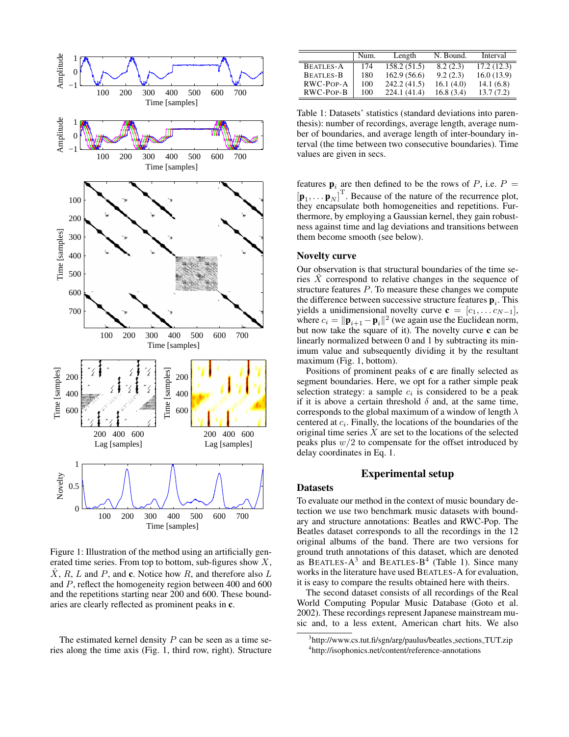Figure 1: Illustration of the method using an artificially generated time series. From top to bottom, sub-figures show $X$, $\hat{X}$, $R$, $L$ and $P$, and $\mathbf{c}$. Notice how $R$, and therefore also $L$ and $P$, reflect the homogeneity region between 400 and 600 and the repetitions starting near 200 and 600. These boundaries are clearly reflected as prominent peaks in $\mathbf{c}$.

The estimated kernel density $P$ can be seen as a time series along the time axis (Fig. 1, third row, right). Structure features $\mathbf{p}_i$ are then defined to be the rows of $P$, i.e. $P = [\mathbf{p}_1, \ldots \mathbf{p}_N]^{\mathrm{T}}$. Because of the nature of the recurrence plot, they encapsulate both homogeneities and repetitions. Furthermore, by employing a Gaussian kernel, they gain robustness against time and lag deviations and transitions between them become smooth (see below).

| | Num. | Length | N. Bound. | Interval |
|---|---|---|---|---|
| BEATLES-A | 174 | 158.2 (51.5) | 8.2 (2.3) | 17.2 (12.3) |
| BEATLES-B | 180 | 162.9 (56.6) | 9.2 (2.3) | 16.0 (13.9) |
| RWC-POP-A | 100 | 242.2 (41.5) | 16.1 (4.0) | 14.1 (6.8) |
| RWC-POP-B | 100 | 224.1 (41.4) | 16.8 (3.4) | 13.7 (7.2) |

Table 1: Datasets' statistics (standard deviations into parenthesis): number of recordings, average length, average number of boundaries, and average length of inter-boundary interval (the time between two consecutive boundaries). Time values are given in secs.

### Novelty curve

Our observation is that structural boundaries of the time series $\hat{X}$ correspond to relative changes in the sequence of structure features $P$. To measure these changes we compute the difference between successive structure features $\mathbf{p}_i$. This yields a unidimensional novelty curve $\mathbf{c} = [c_1, \ldots c_{N-1}]$, where $c_i = \|\mathbf{p}_{i+1} - \mathbf{p}_i\|^2$ (we again use the Euclidean norm, but now take the square of it). The novelty curve $\mathbf{c}$ can be linearly normalized between 0 and 1 by subtracting its minimum value and subsequently dividing it by the resultant maximum (Fig. 1, bottom).

Positions of prominent peaks of $\mathbf{c}$ are finally selected as segment boundaries. Here, we opt for a rather simple peak selection strategy: a sample $c_i$ is considered to be a peak if it is above a certain threshold $\delta$ and, at the same time, corresponds to the global maximum of a window of length $\lambda$ centered at $c_i$. Finally, the locations of the boundaries of the original time series $X$ are set to the locations of the selected peaks plus $w/2$ to compensate for the offset introduced by delay coordinates in Eq. 1.

## Experimental setup

### Datasets

To evaluate our method in the context of music boundary detection we use two benchmark music datasets with boundary and structure annotations: Beatles and RWC-Pop. The Beatles dataset corresponds to all the recordings in the 12 original albums of the band. There are two versions for ground truth annotations of this dataset, which are denoted as BEATLES-A[3] and BEATLES-B[4] (Table 1). Since many works in the literature have used BEATLES-A for evaluation, it is easy to compare the results obtained here with theirs.

The second dataset consists of all recordings of the Real World Computing Popular Music Database (Goto et al. 2002). These recordings represent Japanese mainstream music and, to a less extent, American chart hits. We also

[3] http://www.cs.tut.fi/sgn/arg/paulus/beatles_sections_TUT.zip

[4] http://isophonics.net/content/reference-annotations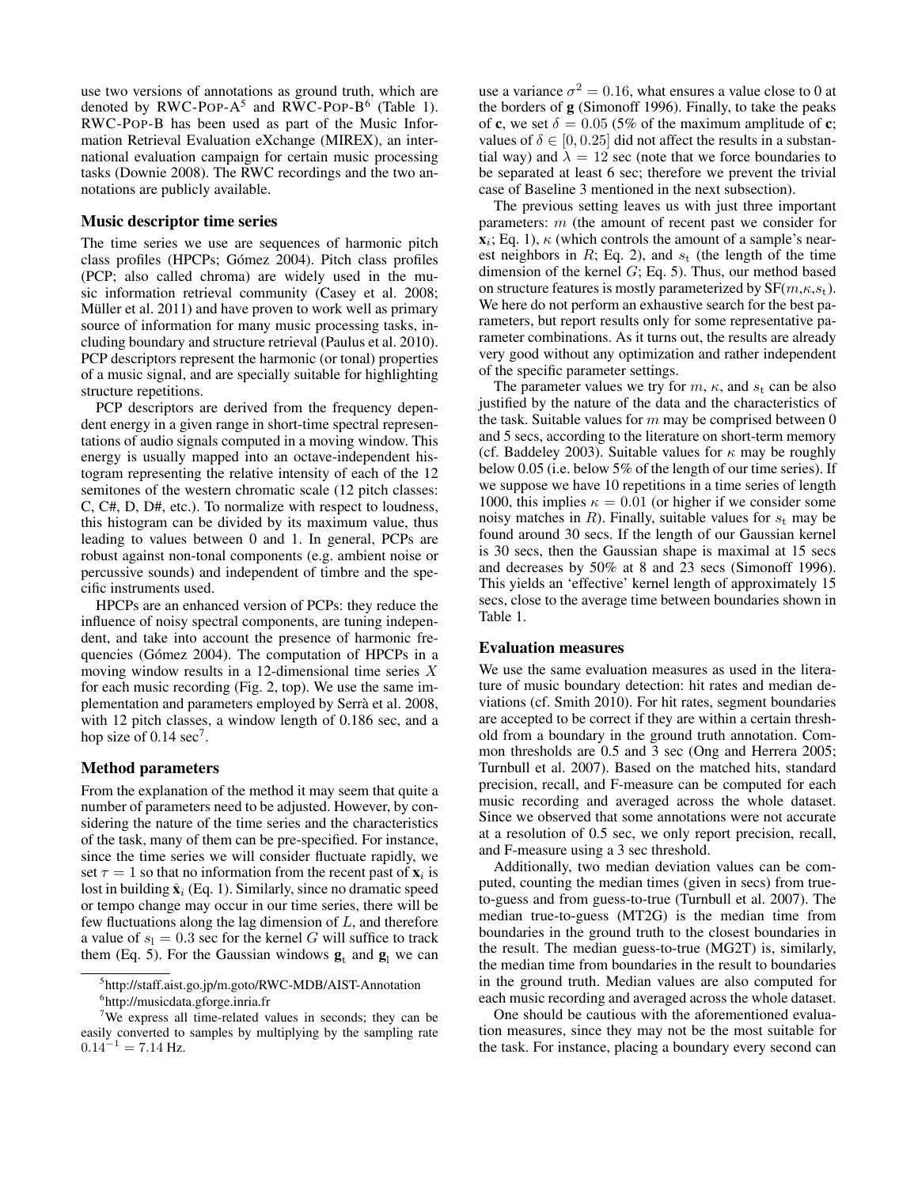use two versions of annotations as ground truth, which are denoted by RWC-Pop-A[5] and RWC-Pop-B[6] (Table 1). RWC-Pop-B has been used as part of the Music Information Retrieval Evaluation eXchange (MIREX), an international evaluation campaign for certain music processing tasks (Downie 2008). The RWC recordings and the two annotations are publicly available.

### Music descriptor time series

The time series we use are sequences of harmonic pitch class profiles (HPCPs; Gómez 2004). Pitch class profiles (PCP; also called chroma) are widely used in the music information retrieval community (Casey et al. 2008; Müller et al. 2011) and have proven to work well as primary source of information for many music processing tasks, including boundary and structure retrieval (Paulus et al. 2010). PCP descriptors represent the harmonic (or tonal) properties of a music signal, and are specially suitable for highlighting structure repetitions.

PCP descriptors are derived from the frequency dependent energy in a given range in short-time spectral representations of audio signals computed in a moving window. This energy is usually mapped into an octave-independent histogram representing the relative intensity of each of the 12 semitones of the western chromatic scale (12 pitch classes: C, C#, D, D#, etc.). To normalize with respect to loudness, this histogram can be divided by its maximum value, thus leading to values between 0 and 1. In general, PCPs are robust against non-tonal components (e.g. ambient noise or percussive sounds) and independent of timbre and the specific instruments used.

HPCPs are an enhanced version of PCPs: they reduce the influence of noisy spectral components, are tuning independent, and take into account the presence of harmonic frequencies (Gómez 2004). The computation of HPCPs in a moving window results in a 12-dimensional time series $X$ for each music recording (Fig. 2, top). We use the same implementation and parameters employed by Serrà et al. 2008, with 12 pitch classes, a window length of 0.186 sec, and a hop size of 0.14 sec[7].

### Method parameters

From the explanation of the method it may seem that quite a number of parameters need to be adjusted. However, by considering the nature of the time series and the characteristics of the task, many of them can be pre-specified. For instance, since the time series we will consider fluctuate rapidly, we set $\tau = 1$ so that no information from the recent past of $\mathbf{x}_i$ is lost in building $\hat{\mathbf{x}}_i$ (Eq. 1). Similarly, since no dramatic speed or tempo change may occur in our time series, there will be few fluctuations along the lag dimension of $L$, and therefore a value of $s_\mathrm{l} = 0.3$ sec for the kernel $G$ will suffice to track them (Eq. 5). For the Gaussian windows $\mathbf{g}_\mathrm{t}$ and $\mathbf{g}_\mathrm{l}$ we can use a variance $\sigma^2 = 0.16$, what ensures a value close to 0 at the borders of $\mathbf{g}$ (Simonoff 1996). Finally, to take the peaks of $\mathbf{c}$, we set $\delta = 0.05$ (5% of the maximum amplitude of $\mathbf{c}$; values of $\delta \in [0, 0.25]$ did not affect the results in a substantial way) and $\lambda = 12$ sec (note that we force boundaries to be separated at least 6 sec; therefore we prevent the trivial case of Baseline 3 mentioned in the next subsection).

The previous setting leaves us with just three important parameters: $m$ (the amount of recent past we consider for $\mathbf{x}_i$; Eq. 1), $\kappa$ (which controls the amount of a sample's nearest neighbors in $R$; Eq. 2), and $s_\mathrm{t}$ (the length of the time dimension of the kernel $G$; Eq. 5). Thus, our method based on structure features is mostly parameterized by $\mathrm{SF}(m,\kappa,s_\mathrm{t})$. We here do not perform an exhaustive search for the best parameters, but report results only for some representative parameter combinations. As it turns out, the results are already very good without any optimization and rather independent of the specific parameter settings.

The parameter values we try for $m$, $\kappa$, and $s_\mathrm{t}$ can be also justified by the nature of the data and the characteristics of the task. Suitable values for $m$ may be comprised between 0 and 5 secs, according to the literature on short-term memory (cf. Baddeley 2003). Suitable values for $\kappa$ may be roughly below 0.05 (i.e. below 5% of the length of our time series). If we suppose we have 10 repetitions in a time series of length 1000, this implies $\kappa = 0.01$ (or higher if we consider some noisy matches in $R$). Finally, suitable values for $s_\mathrm{t}$ may be found around 30 secs. If the length of our Gaussian kernel is 30 secs, then the Gaussian shape is maximal at 15 secs and decreases by 50% at 8 and 23 secs (Simonoff 1996). This yields an 'effective' kernel length of approximately 15 secs, close to the average time between boundaries shown in Table 1.

### Evaluation measures

We use the same evaluation measures as used in the literature of music boundary detection: hit rates and median deviations (cf. Smith 2010). For hit rates, segment boundaries are accepted to be correct if they are within a certain threshold from a boundary in the ground truth annotation. Common thresholds are 0.5 and 3 sec (Ong and Herrera 2005; Turnbull et al. 2007). Based on the matched hits, standard precision, recall, and F-measure can be computed for each music recording and averaged across the whole dataset. Since we observed that some annotations were not accurate at a resolution of 0.5 sec, we only report precision, recall, and F-measure using a 3 sec threshold.

Additionally, two median deviation values can be computed, counting the median times (given in secs) from true-to-guess and from guess-to-true (Turnbull et al. 2007). The median true-to-guess (MT2G) is the median time from boundaries in the ground truth to the closest boundaries in the result. The median guess-to-true (MG2T) is, similarly, the median time from boundaries in the result to boundaries in the ground truth. Median values are also computed for each music recording and averaged across the whole dataset.

One should be cautious with the aforementioned evaluation measures, since they may not be the most suitable for the task. For instance, placing a boundary every second can

---

[5] http://staff.aist.go.jp/m.goto/RWC-MDB/AIST-Annotation

[6] http://musicdata.gforge.inria.fr

[7] We express all time-related values in seconds; they can be easily converted to samples by multiplying by the sampling rate $0.14^{-1} = 7.14$ Hz.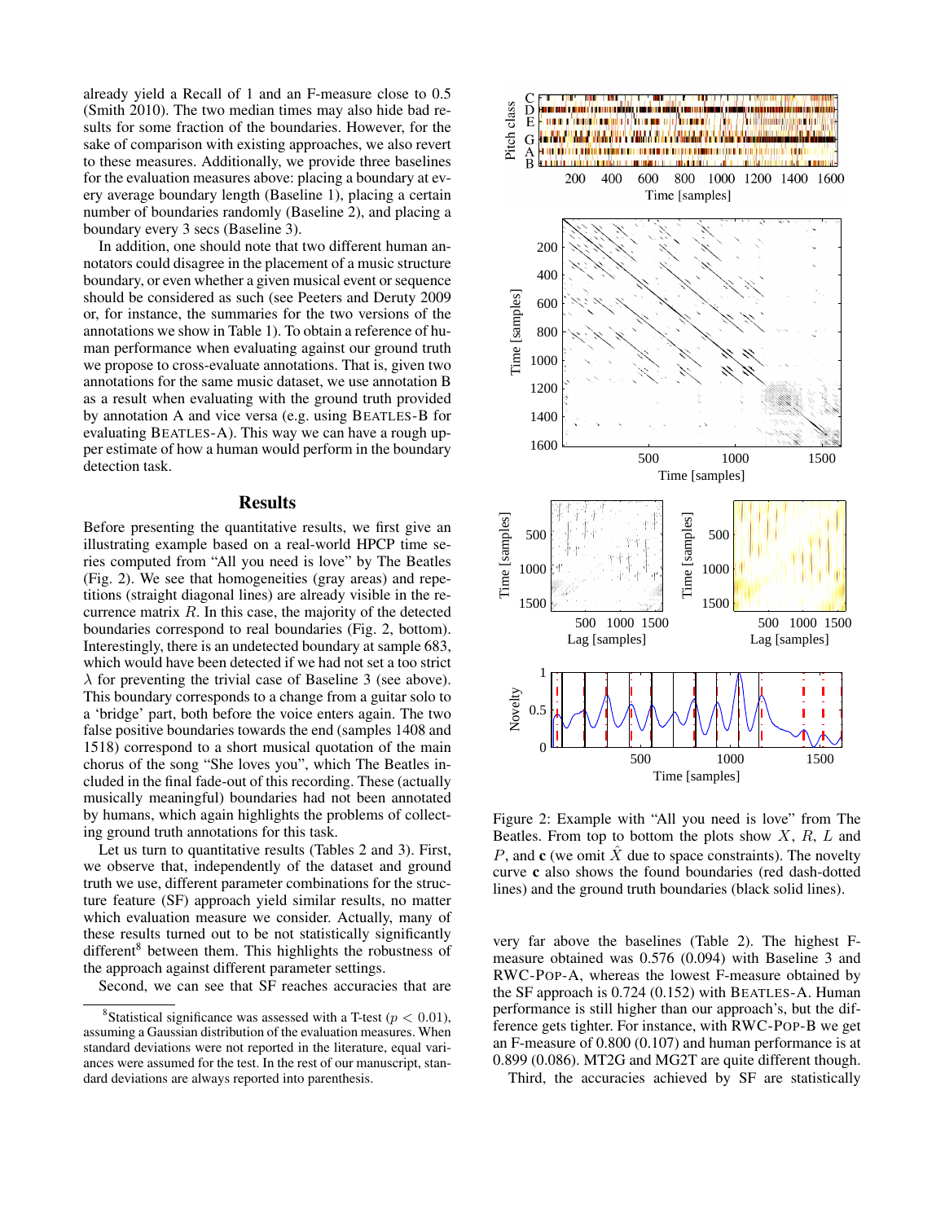already yield a Recall of 1 and an F-measure close to 0.5 (Smith 2010). The two median times may also hide bad results for some fraction of the boundaries. However, for the sake of comparison with existing approaches, we also revert to these measures. Additionally, we provide three baselines for the evaluation measures above: placing a boundary at every average boundary length (Baseline 1), placing a certain number of boundaries randomly (Baseline 2), and placing a boundary every 3 secs (Baseline 3).

In addition, one should note that two different human annotators could disagree in the placement of a music structure boundary, or even whether a given musical event or sequence should be considered as such (see Peeters and Deruty 2009 or, for instance, the summaries for the two versions of the annotations we show in Table 1). To obtain a reference of human performance when evaluating against our ground truth we propose to cross-evaluate annotations. That is, given two annotations for the same music dataset, we use annotation B as a result when evaluating with the ground truth provided by annotation A and vice versa (e.g. using BEATLES-B for evaluating BEATLES-A). This way we can have a rough upper estimate of how a human would perform in the boundary detection task.

## Results

Before presenting the quantitative results, we first give an illustrating example based on a real-world HPCP time series computed from "All you need is love" by The Beatles (Fig. 2). We see that homogeneities (gray areas) and repetitions (straight diagonal lines) are already visible in the recurrence matrix $R$. In this case, the majority of the detected boundaries correspond to real boundaries (Fig. 2, bottom). Interestingly, there is an undetected boundary at sample 683, which would have been detected if we had not set a too strict $\lambda$ for preventing the trivial case of Baseline 3 (see above). This boundary corresponds to a change from a guitar solo to a 'bridge' part, both before the voice enters again. The two false positive boundaries towards the end (samples 1408 and 1518) correspond to a short musical quotation of the main chorus of the song "She loves you", which The Beatles included in the final fade-out of this recording. These (actually musically meaningful) boundaries had not been annotated by humans, which again highlights the problems of collecting ground truth annotations for this task.

Let us turn to quantitative results (Tables 2 and 3). First, we observe that, independently of the dataset and ground truth we use, different parameter combinations for the structure feature (SF) approach yield similar results, no matter which evaluation measure we consider. Actually, many of these results turned out to be not statistically significantly different[8] between them. This highlights the robustness of the approach against different parameter settings.

Second, we can see that SF reaches accuracies that are very far above the baselines (Table 2). The highest F-measure obtained was 0.576 (0.094) with Baseline 3 and RWC-POP-A, whereas the lowest F-measure obtained by the SF approach is 0.724 (0.152) with BEATLES-A. Human performance is still higher than our approach's, but the difference gets tighter. For instance, with RWC-POP-B we get an F-measure of 0.800 (0.107) and human performance is at 0.899 (0.086). MT2G and MG2T are quite different though.

Third, the accuracies achieved by SF are statistically

[8] Statistical significance was assessed with a T-test ($p < 0.01$), assuming a Gaussian distribution of the evaluation measures. When standard deviations were not reported in the literature, equal variances were assumed for the test. In the rest of our manuscript, standard deviations are always reported into parenthesis.

Figure 2: Example with "All you need is love" from The Beatles. From top to bottom the plots show $X$, $R$, $L$ and $P$, and $\mathbf{c}$ (we omit $\hat{X}$ due to space constraints). The novelty curve $\mathbf{c}$ also shows the found boundaries (red dash-dotted lines) and the ground truth boundaries (black solid lines).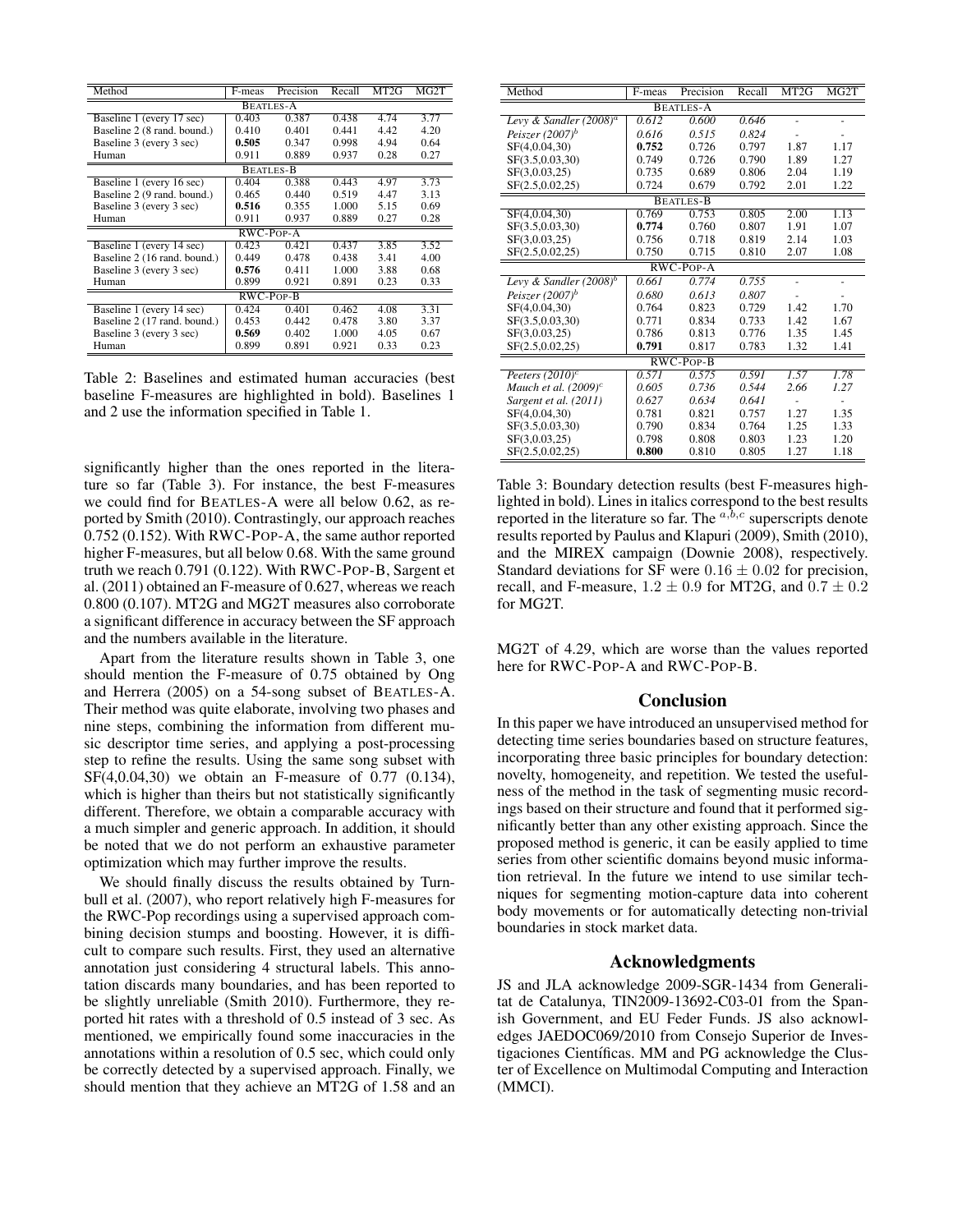| Method | F-meas | Precision | Recall | MT2G | MG2T |
|---|---|---|---|---|---|
| BEATLES-A | | | | | |
| Baseline 1 (every 17 sec) | 0.403 | 0.387 | 0.438 | 4.74 | 3.77 |
| Baseline 2 (8 rand. bound.) | 0.410 | 0.401 | 0.441 | 4.42 | 4.20 |
| Baseline 3 (every 3 sec) | **0.505** | 0.347 | 0.998 | 4.94 | 0.64 |
| Human | 0.911 | 0.889 | 0.937 | 0.28 | 0.27 |
| BEATLES-B | | | | | |
| Baseline 1 (every 16 sec) | 0.404 | 0.388 | 0.443 | 4.97 | 3.73 |
| Baseline 2 (9 rand. bound.) | 0.465 | 0.440 | 0.519 | 4.47 | 3.13 |
| Baseline 3 (every 3 sec) | **0.516** | 0.355 | 1.000 | 5.15 | 0.69 |
| Human | 0.911 | 0.937 | 0.889 | 0.27 | 0.28 |
| RWC-POP-A | | | | | |
| Baseline 1 (every 14 sec) | 0.423 | 0.421 | 0.437 | 3.85 | 3.52 |
| Baseline 2 (16 rand. bound.) | 0.449 | 0.478 | 0.438 | 3.41 | 4.00 |
| Baseline 3 (every 3 sec) | **0.576** | 0.411 | 1.000 | 3.88 | 0.68 |
| Human | 0.899 | 0.921 | 0.891 | 0.23 | 0.33 |
| RWC-POP-B | | | | | |
| Baseline 1 (every 14 sec) | 0.424 | 0.401 | 0.462 | 4.08 | 3.31 |
| Baseline 2 (17 rand. bound.) | 0.453 | 0.442 | 0.478 | 3.80 | 3.37 |
| Baseline 3 (every 3 sec) | **0.569** | 0.402 | 1.000 | 4.05 | 0.67 |
| Human | 0.899 | 0.891 | 0.921 | 0.33 | 0.23 |

Table 2: Baselines and estimated human accuracies (best baseline F-measures are highlighted in bold). Baselines 1 and 2 use the information specified in Table 1.

significantly higher than the ones reported in the literature so far (Table 3). For instance, the best F-measures we could find for BEATLES-A were all below 0.62, as reported by Smith (2010). Contrastingly, our approach reaches 0.752 (0.152). With RWC-POP-A, the same author reported higher F-measures, but all below 0.68. With the same ground truth we reach 0.791 (0.122). With RWC-POP-B, Sargent et al. (2011) obtained an F-measure of 0.627, whereas we reach 0.800 (0.107). MT2G and MG2T measures also corroborate a significant difference in accuracy between the SF approach and the numbers available in the literature.

Apart from the literature results shown in Table 3, one should mention the F-measure of 0.75 obtained by Ong and Herrera (2005) on a 54-song subset of BEATLES-A. Their method was quite elaborate, involving two phases and nine steps, combining the information from different music descriptor time series, and applying a post-processing step to refine the results. Using the same song subset with SF(4,0.04,30) we obtain an F-measure of 0.77 (0.134), which is higher than theirs but not statistically significantly different. Therefore, we obtain a comparable accuracy with a much simpler and generic approach. In addition, it should be noted that we do not perform an exhaustive parameter optimization which may further improve the results.

We should finally discuss the results obtained by Turnbull et al. (2007), who report relatively high F-measures for the RWC-Pop recordings using a supervised approach combining decision stumps and boosting. However, it is difficult to compare such results. First, they used an alternative annotation just considering 4 structural labels. This annotation discards many boundaries, and has been reported to be slightly unreliable (Smith 2010). Furthermore, they reported hit rates with a threshold of 0.5 instead of 3 sec. As mentioned, we empirically found some inaccuracies in the annotations within a resolution of 0.5 sec, which could only be correctly detected by a supervised approach. Finally, we should mention that they achieve an MT2G of 1.58 and an MG2T of 4.29, which are worse than the values reported here for RWC-POP-A and RWC-POP-B.

| Method | F-meas | Precision | Recall | MT2G | MG2T |
|---|---|---|---|---|---|
| BEATLES-A | | | | | |
| *Levy & Sandler (2008)[a]* | *0.612* | *0.600* | *0.646* | - | - |
| *Peiszer (2007)[b]* | *0.616* | *0.515* | *0.824* | - | - |
| SF(4,0.04,30) | **0.752** | 0.726 | 0.797 | 1.87 | 1.17 |
| SF(3.5,0.03,30) | 0.749 | 0.726 | 0.790 | 1.89 | 1.27 |
| SF(3,0.03,25) | 0.735 | 0.689 | 0.806 | 2.04 | 1.19 |
| SF(2.5,0.02,25) | 0.724 | 0.679 | 0.792 | 2.01 | 1.22 |
| BEATLES-B | | | | | |
| SF(4,0.04,30) | 0.769 | 0.753 | 0.805 | 2.00 | 1.13 |
| SF(3.5,0.03,30) | **0.774** | 0.760 | 0.807 | 1.91 | 1.07 |
| SF(3,0.03,25) | 0.756 | 0.718 | 0.819 | 2.14 | 1.03 |
| SF(2.5,0.02,25) | 0.750 | 0.715 | 0.810 | 2.07 | 1.08 |
| RWC-POP-A | | | | | |
| *Levy & Sandler (2008)[b]* | *0.661* | *0.774* | *0.755* | - | - |
| *Peiszer (2007)[b]* | *0.680* | *0.613* | *0.807* | - | - |
| SF(4,0.04,30) | 0.764 | 0.823 | 0.729 | 1.42 | 1.70 |
| SF(3.5,0.03,30) | 0.771 | 0.834 | 0.733 | 1.42 | 1.67 |
| SF(3,0.03,25) | 0.786 | 0.813 | 0.776 | 1.35 | 1.45 |
| SF(2.5,0.02,25) | **0.791** | 0.817 | 0.783 | 1.32 | 1.41 |
| RWC-POP-B | | | | | |
| *Peeters (2010)[c]* | *0.571* | *0.575* | *0.591* | *1.57* | *1.78* |
| *Mauch et al. (2009)[c]* | *0.605* | *0.736* | *0.544* | *2.66* | *1.27* |
| *Sargent et al. (2011)* | *0.627* | *0.634* | *0.641* | - | - |
| SF(4,0.04,30) | 0.781 | 0.821 | 0.757 | 1.27 | 1.35 |
| SF(3.5,0.03,30) | 0.790 | 0.834 | 0.764 | 1.25 | 1.33 |
| SF(3,0.03,25) | 0.798 | 0.808 | 0.803 | 1.23 | 1.20 |
| SF(2.5,0.02,25) | **0.800** | 0.810 | 0.805 | 1.27 | 1.18 |

Table 3: Boundary detection results (best F-measures highlighted in bold). Lines in italics correspond to the best results reported in the literature so far. The [a,b,c] superscripts denote results reported by Paulus and Klapuri (2009), Smith (2010), and the MIREX campaign (Downie 2008), respectively. Standard deviations for SF were $0.16 \pm 0.02$ for precision, recall, and F-measure, $1.2 \pm 0.9$ for MT2G, and $0.7 \pm 0.2$ for MG2T.

## Conclusion

In this paper we have introduced an unsupervised method for detecting time series boundaries based on structure features, incorporating three basic principles for boundary detection: novelty, homogeneity, and repetition. We tested the usefulness of the method in the task of segmenting music recordings based on their structure and found that it performed significantly better than any other existing approach. Since the proposed method is generic, it can be easily applied to time series from other scientific domains beyond music information retrieval. In the future we intend to use similar techniques for segmenting motion-capture data into coherent body movements or for automatically detecting non-trivial boundaries in stock market data.

## Acknowledgments

JS and JLA acknowledge 2009-SGR-1434 from Generalitat de Catalunya, TIN2009-13692-C03-01 from the Spanish Government, and EU Feder Funds. JS also acknowledges JAEDOC069/2010 from Consejo Superior de Investigaciones Científicas. MM and PG acknowledge the Cluster of Excellence on Multimodal Computing and Interaction (MMCI).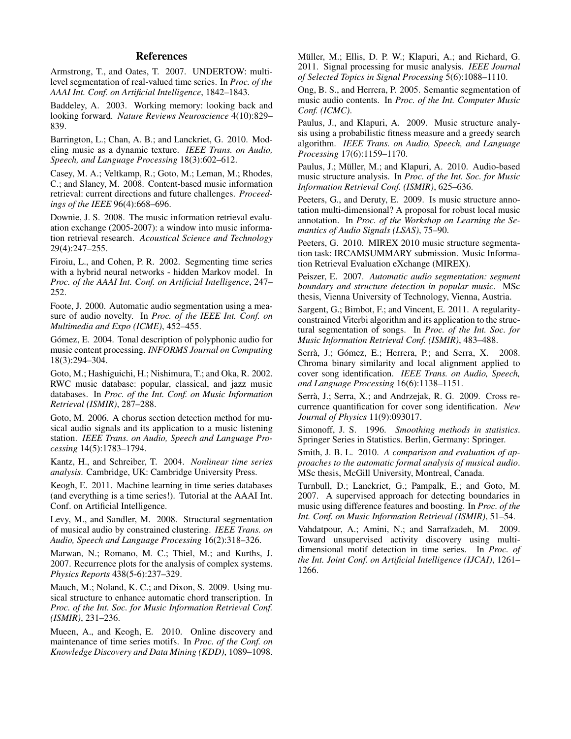## References

Armstrong, T., and Oates, T. 2007. UNDERTOW: multi-level segmentation of real-valued time series. In *Proc. of the AAAI Int. Conf. on Artificial Intelligence*, 1842–1843.

Baddeley, A. 2003. Working memory: looking back and looking forward. *Nature Reviews Neuroscience* 4(10):829–839.

Barrington, L.; Chan, A. B.; and Lanckriet, G. 2010. Modeling music as a dynamic texture. *IEEE Trans. on Audio, Speech, and Language Processing* 18(3):602–612.

Casey, M. A.; Veltkamp, R.; Goto, M.; Leman, M.; Rhodes, C.; and Slaney, M. 2008. Content-based music information retrieval: current directions and future challenges. *Proceedings of the IEEE* 96(4):668–696.

Downie, J. S. 2008. The music information retrieval evaluation exchange (2005-2007): a window into music information retrieval research. *Acoustical Science and Technology* 29(4):247–255.

Firoiu, L., and Cohen, P. R. 2002. Segmenting time series with a hybrid neural networks - hidden Markov model. In *Proc. of the AAAI Int. Conf. on Artificial Intelligence*, 247–252.

Foote, J. 2000. Automatic audio segmentation using a measure of audio novelty. In *Proc. of the IEEE Int. Conf. on Multimedia and Expo (ICME)*, 452–455.

Gómez, E. 2004. Tonal description of polyphonic audio for music content processing. *INFORMS Journal on Computing* 18(3):294–304.

Goto, M.; Hashiguichi, H.; Nishimura, T.; and Oka, R. 2002. RWC music database: popular, classical, and jazz music databases. In *Proc. of the Int. Conf. on Music Information Retrieval (ISMIR)*, 287–288.

Goto, M. 2006. A chorus section detection method for musical audio signals and its application to a music listening station. *IEEE Trans. on Audio, Speech and Language Processing* 14(5):1783–1794.

Kantz, H., and Schreiber, T. 2004. *Nonlinear time series analysis*. Cambridge, UK: Cambridge University Press.

Keogh, E. 2011. Machine learning in time series databases (and everything is a time series!). Tutorial at the AAAI Int. Conf. on Artificial Intelligence.

Levy, M., and Sandler, M. 2008. Structural segmentation of musical audio by constrained clustering. *IEEE Trans. on Audio, Speech and Language Processing* 16(2):318–326.

Marwan, N.; Romano, M. C.; Thiel, M.; and Kurths, J. 2007. Recurrence plots for the analysis of complex systems. *Physics Reports* 438(5-6):237–329.

Mauch, M.; Noland, K. C.; and Dixon, S. 2009. Using musical structure to enhance automatic chord transcription. In *Proc. of the Int. Soc. for Music Information Retrieval Conf. (ISMIR)*, 231–236.

Mueen, A., and Keogh, E. 2010. Online discovery and maintenance of time series motifs. In *Proc. of the Conf. on Knowledge Discovery and Data Mining (KDD)*, 1089–1098.

Müller, M.; Ellis, D. P. W.; Klapuri, A.; and Richard, G. 2011. Signal processing for music analysis. *IEEE Journal of Selected Topics in Signal Processing* 5(6):1088–1110.

Ong, B. S., and Herrera, P. 2005. Semantic segmentation of music audio contents. In *Proc. of the Int. Computer Music Conf. (ICMC)*.

Paulus, J., and Klapuri, A. 2009. Music structure analysis using a probabilistic fitness measure and a greedy search algorithm. *IEEE Trans. on Audio, Speech, and Language Processing* 17(6):1159–1170.

Paulus, J.; Müller, M.; and Klapuri, A. 2010. Audio-based music structure analysis. In *Proc. of the Int. Soc. for Music Information Retrieval Conf. (ISMIR)*, 625–636.

Peeters, G., and Deruty, E. 2009. Is music structure annotation multi-dimensional? A proposal for robust local music annotation. In *Proc. of the Workshop on Learning the Semantics of Audio Signals (LSAS)*, 75–90.

Peeters, G. 2010. MIREX 2010 music structure segmentation task: IRCAMSUMMARY submission. Music Information Retrieval Evaluation eXchange (MIREX).

Peiszer, E. 2007. *Automatic audio segmentation: segment boundary and structure detection in popular music*. MSc thesis, Vienna University of Technology, Vienna, Austria.

Sargent, G.; Bimbot, F.; and Vincent, E. 2011. A regularity-constrained Viterbi algorithm and its application to the structural segmentation of songs. In *Proc. of the Int. Soc. for Music Information Retrieval Conf. (ISMIR)*, 483–488.

Serrà, J.; Gómez, E.; Herrera, P.; and Serra, X. 2008. Chroma binary similarity and local alignment applied to cover song identification. *IEEE Trans. on Audio, Speech, and Language Processing* 16(6):1138–1151.

Serrà, J.; Serra, X.; and Andrzejak, R. G. 2009. Cross recurrence quantification for cover song identification. *New Journal of Physics* 11(9):093017.

Simonoff, J. S. 1996. *Smoothing methods in statistics*. Springer Series in Statistics. Berlin, Germany: Springer.

Smith, J. B. L. 2010. *A comparison and evaluation of approaches to the automatic formal analysis of musical audio*. MSc thesis, McGill University, Montreal, Canada.

Turnbull, D.; Lanckriet, G.; Pampalk, E.; and Goto, M. 2007. A supervised approach for detecting boundaries in music using difference features and boosting. In *Proc. of the Int. Conf. on Music Information Retrieval (ISMIR)*, 51–54.

Vahdatpour, A.; Amini, N.; and Sarrafzadeh, M. 2009. Toward unsupervised activity discovery using multi-dimensional motif detection in time series. In *Proc. of the Int. Joint Conf. on Artificial Intelligence (IJCAI)*, 1261–1266.